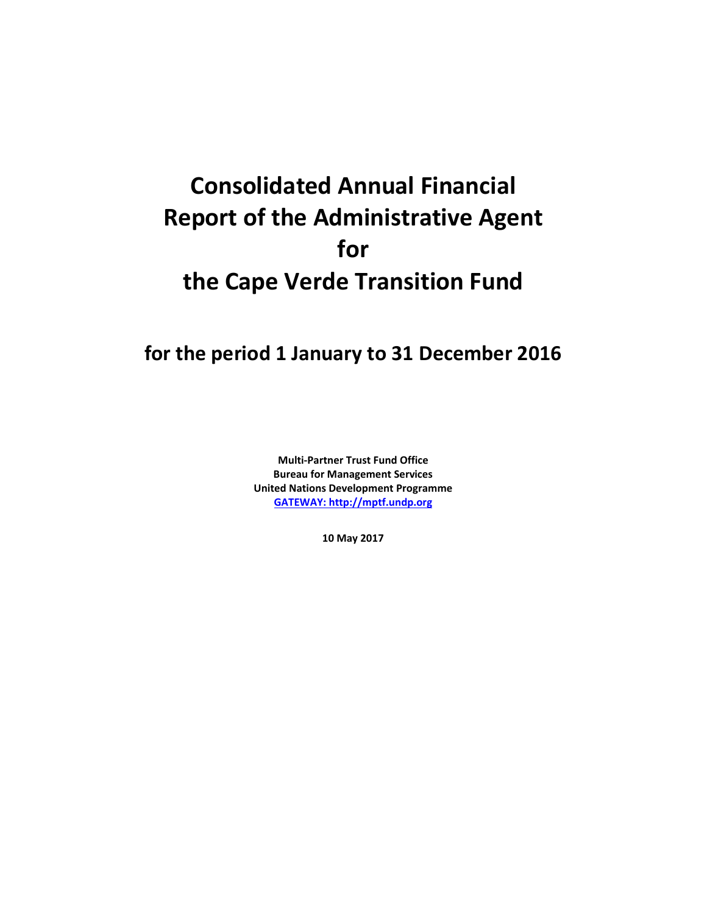# Consolidated Annual Financial Report of the Administrative Agent for the Cape Verde Transition Fund

## for the period 1 January to 31 December 2016

**Multi-Partner Trust Fund Office**
**Bureau for Management Services**
**United Nations Development Programme**
**[GATEWAY: http://mptf.undp.org](http://mptf.undp.org)**

**10 May 2017**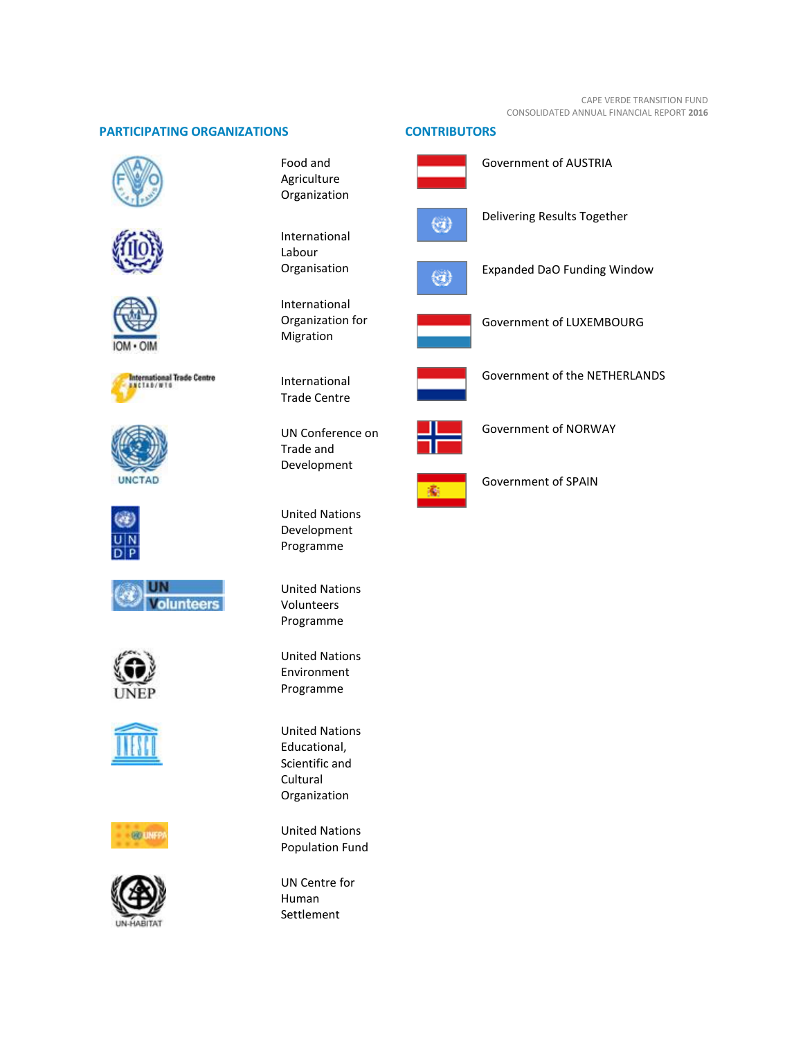## PARTICIPATING ORGANIZATIONS

Food and Agriculture Organization

International Labour Organisation

International Organization for Migration

International Trade Centre

UN Conference on Trade and Development

United Nations Development Programme

United Nations Volunteers Programme

United Nations Environment Programme

United Nations Educational, Scientific and Cultural Organization

United Nations Population Fund

UN Centre for Human Settlement

## CONTRIBUTORS

Government of AUSTRIA

Delivering Results Together

Expanded DaO Funding Window

Government of LUXEMBOURG

Government of the NETHERLANDS

Government of NORWAY

Government of SPAIN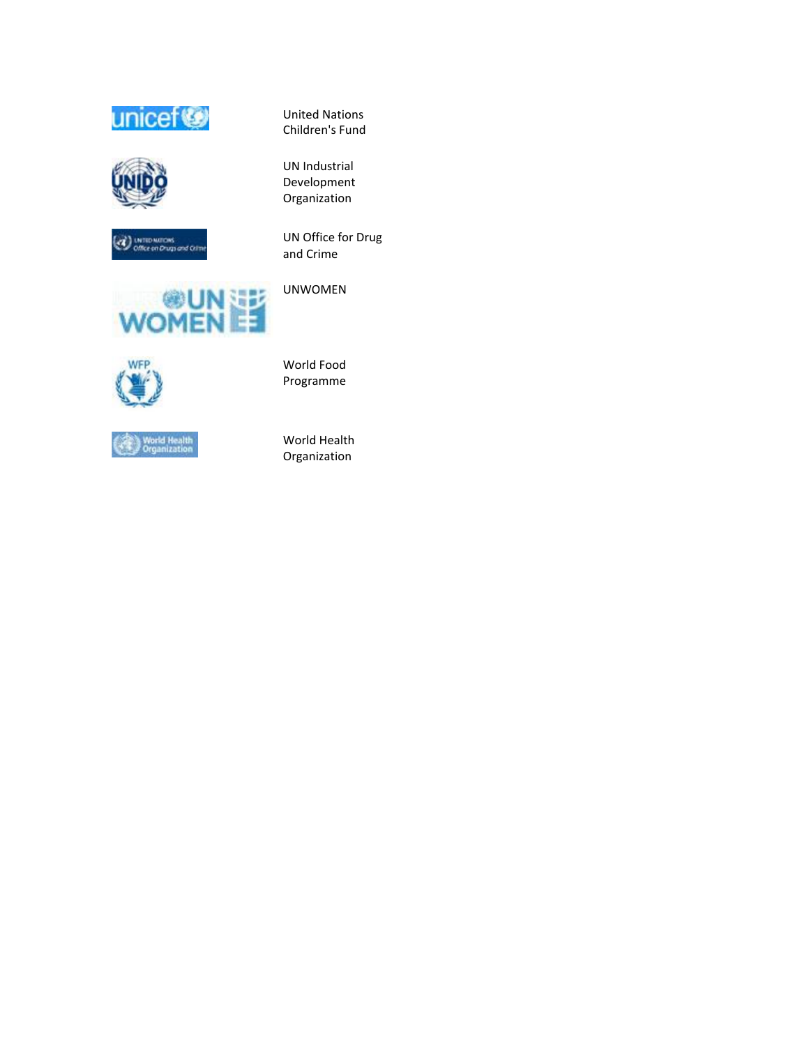United Nations Children's Fund

UN Industrial Development Organization

UN Office for Drug and Crime

UNWOMEN

World Food Programme

World Health Organization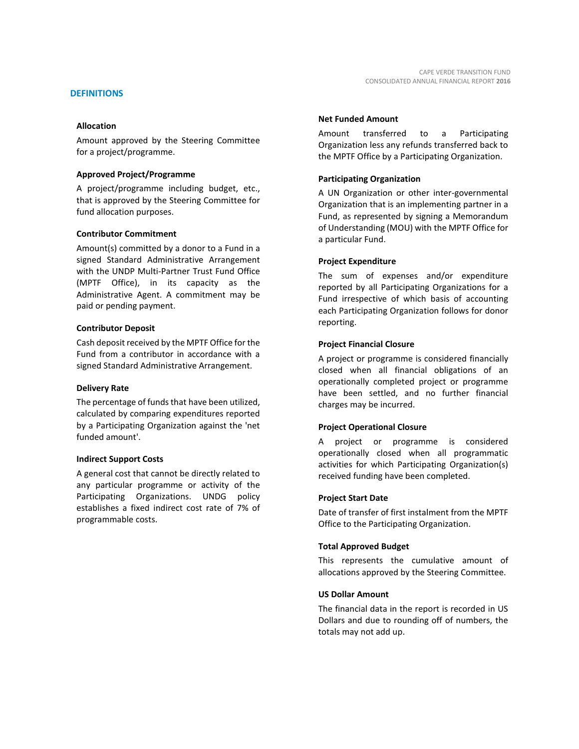## DEFINITIONS

### Allocation

Amount approved by the Steering Committee for a project/programme.

### Approved Project/Programme

A project/programme including budget, etc., that is approved by the Steering Committee for fund allocation purposes.

### Contributor Commitment

Amount(s) committed by a donor to a Fund in a signed Standard Administrative Arrangement with the UNDP Multi-Partner Trust Fund Office (MPTF Office), in its capacity as the Administrative Agent. A commitment may be paid or pending payment.

### Contributor Deposit

Cash deposit received by the MPTF Office for the Fund from a contributor in accordance with a signed Standard Administrative Arrangement.

### Delivery Rate

The percentage of funds that have been utilized, calculated by comparing expenditures reported by a Participating Organization against the 'net funded amount'.

### Indirect Support Costs

A general cost that cannot be directly related to any particular programme or activity of the Participating Organizations. UNDG policy establishes a fixed indirect cost rate of 7% of programmable costs.

### Net Funded Amount

Amount transferred to a Participating Organization less any refunds transferred back to the MPTF Office by a Participating Organization.

### Participating Organization

A UN Organization or other inter-governmental Organization that is an implementing partner in a Fund, as represented by signing a Memorandum of Understanding (MOU) with the MPTF Office for a particular Fund.

### Project Expenditure

The sum of expenses and/or expenditure reported by all Participating Organizations for a Fund irrespective of which basis of accounting each Participating Organization follows for donor reporting.

### Project Financial Closure

A project or programme is considered financially closed when all financial obligations of an operationally completed project or programme have been settled, and no further financial charges may be incurred.

### Project Operational Closure

A project or programme is considered operationally closed when all programmatic activities for which Participating Organization(s) received funding have been completed.

### Project Start Date

Date of transfer of first instalment from the MPTF Office to the Participating Organization.

### Total Approved Budget

This represents the cumulative amount of allocations approved by the Steering Committee.

### US Dollar Amount

The financial data in the report is recorded in US Dollars and due to rounding off of numbers, the totals may not add up.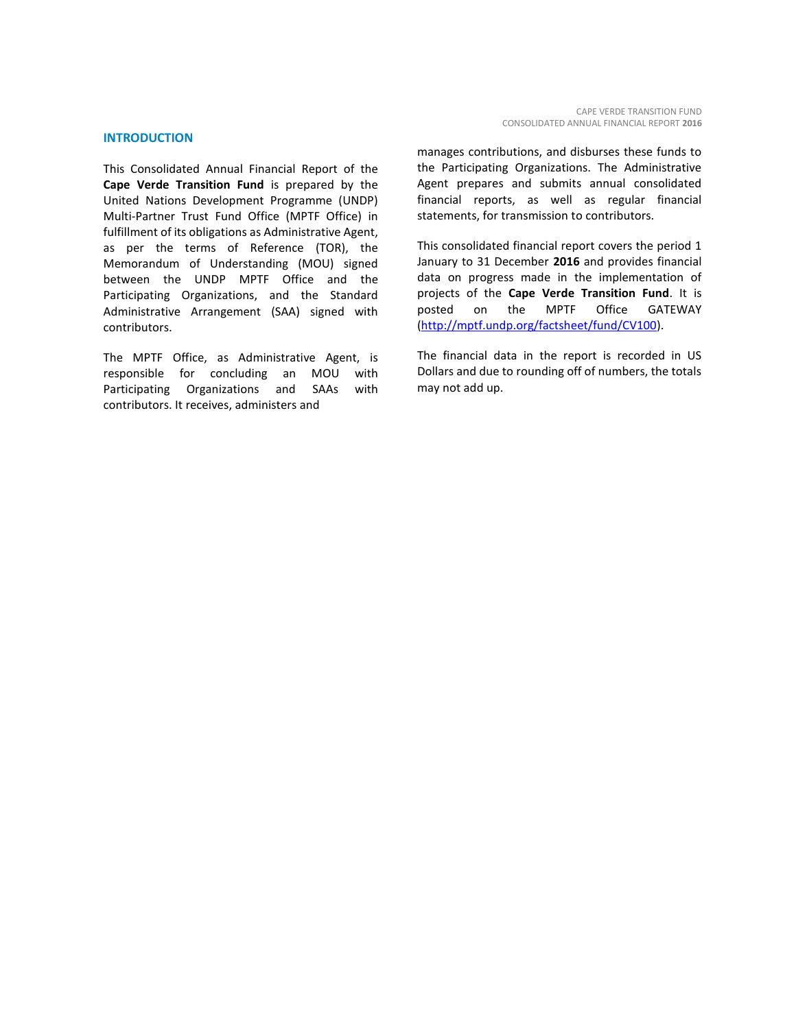## INTRODUCTION

This Consolidated Annual Financial Report of the **Cape Verde Transition Fund** is prepared by the United Nations Development Programme (UNDP) Multi-Partner Trust Fund Office (MPTF Office) in fulfillment of its obligations as Administrative Agent, as per the terms of Reference (TOR), the Memorandum of Understanding (MOU) signed between the UNDP MPTF Office and the Participating Organizations, and the Standard Administrative Arrangement (SAA) signed with contributors.

The MPTF Office, as Administrative Agent, is responsible for concluding an MOU with Participating Organizations and SAAs with contributors. It receives, administers and manages contributions, and disburses these funds to the Participating Organizations. The Administrative Agent prepares and submits annual consolidated financial reports, as well as regular financial statements, for transmission to contributors.

This consolidated financial report covers the period 1 January to 31 December **2016** and provides financial data on progress made in the implementation of projects of the **Cape Verde Transition Fund**. It is posted on the MPTF Office GATEWAY (http://mptf.undp.org/factsheet/fund/CV100).

The financial data in the report is recorded in US Dollars and due to rounding off of numbers, the totals may not add up.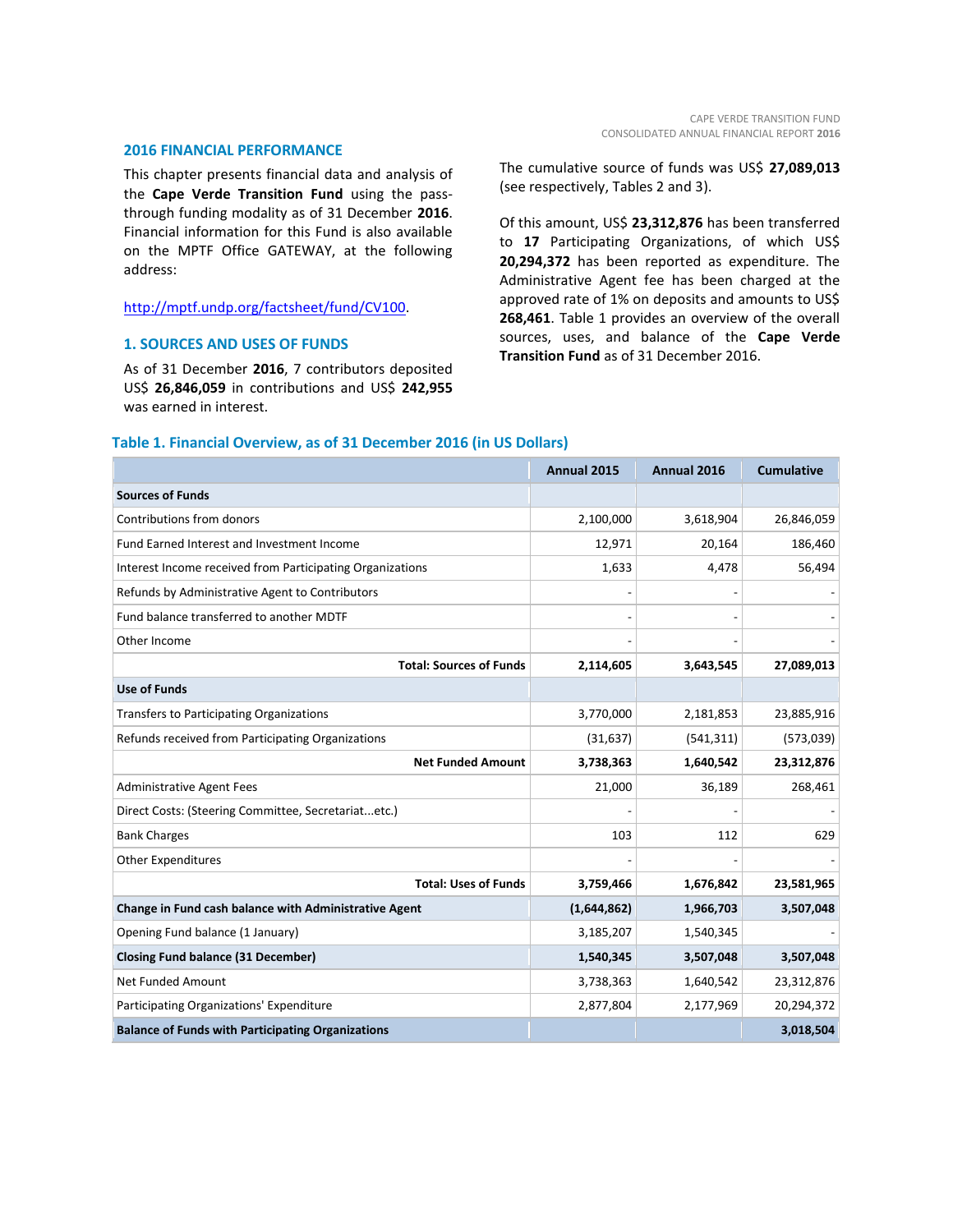## 2016 FINANCIAL PERFORMANCE

This chapter presents financial data and analysis of the **Cape Verde Transition Fund** using the pass-through funding modality as of 31 December **2016**. Financial information for this Fund is also available on the MPTF Office GATEWAY, at the following address:

http://mptf.undp.org/factsheet/fund/CV100.

## 1. SOURCES AND USES OF FUNDS

As of 31 December **2016**, 7 contributors deposited US$ **26,846,059** in contributions and US$ **242,955** was earned in interest.

The cumulative source of funds was US$ **27,089,013** (see respectively, Tables 2 and 3).

Of this amount, US$ **23,312,876** has been transferred to **17** Participating Organizations, of which US$ **20,294,372** has been reported as expenditure. The Administrative Agent fee has been charged at the approved rate of 1% on deposits and amounts to US$ **268,461**. Table 1 provides an overview of the overall sources, uses, and balance of the **Cape Verde Transition Fund** as of 31 December 2016.

### Table 1. Financial Overview, as of 31 December 2016 (in US Dollars)

| | Annual 2015 | Annual 2016 | Cumulative |
|---|---|---|---|
| **Sources of Funds** | | | |
| Contributions from donors | 2,100,000 | 3,618,904 | 26,846,059 |
| Fund Earned Interest and Investment Income | 12,971 | 20,164 | 186,460 |
| Interest Income received from Participating Organizations | 1,633 | 4,478 | 56,494 |
| Refunds by Administrative Agent to Contributors | - | - | - |
| Fund balance transferred to another MDTF | - | - | - |
| Other Income | - | - | - |
| **Total: Sources of Funds** | **2,114,605** | **3,643,545** | **27,089,013** |
| **Use of Funds** | | | |
| Transfers to Participating Organizations | 3,770,000 | 2,181,853 | 23,885,916 |
| Refunds received from Participating Organizations | (31,637) | (541,311) | (573,039) |
| **Net Funded Amount** | **3,738,363** | **1,640,542** | **23,312,876** |
| Administrative Agent Fees | 21,000 | 36,189 | 268,461 |
| Direct Costs: (Steering Committee, Secretariat...etc.) | - | - | - |
| Bank Charges | 103 | 112 | 629 |
| Other Expenditures | - | - | - |
| **Total: Uses of Funds** | **3,759,466** | **1,676,842** | **23,581,965** |
| **Change in Fund cash balance with Administrative Agent** | **(1,644,862)** | **1,966,703** | **3,507,048** |
| Opening Fund balance (1 January) | 3,185,207 | 1,540,345 | - |
| **Closing Fund balance (31 December)** | **1,540,345** | **3,507,048** | **3,507,048** |
| Net Funded Amount | 3,738,363 | 1,640,542 | 23,312,876 |
| Participating Organizations' Expenditure | 2,877,804 | 2,177,969 | 20,294,372 |
| **Balance of Funds with Participating Organizations** | | | **3,018,504** |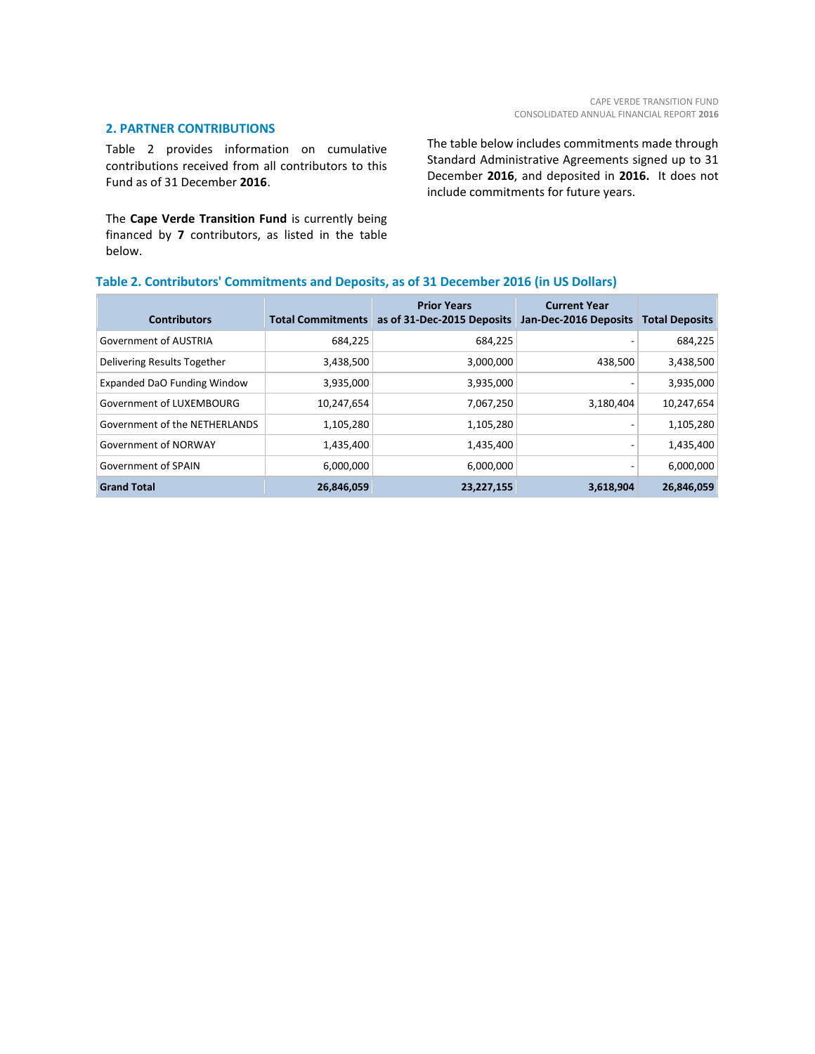## 2. PARTNER CONTRIBUTIONS

Table 2 provides information on cumulative contributions received from all contributors to this Fund as of 31 December **2016**.

The **Cape Verde Transition Fund** is currently being financed by **7** contributors, as listed in the table below.

The table below includes commitments made through Standard Administrative Agreements signed up to 31 December **2016**, and deposited in **2016.** It does not include commitments for future years.

### Table 2. Contributors' Commitments and Deposits, as of 31 December 2016 (in US Dollars)

| Contributors | Total Commitments | Prior Years as of 31-Dec-2015 Deposits | Current Year Jan-Dec-2016 Deposits | Total Deposits |
|---|---|---|---|---|
| Government of AUSTRIA | 684,225 | 684,225 | - | 684,225 |
| Delivering Results Together | 3,438,500 | 3,000,000 | 438,500 | 3,438,500 |
| Expanded DaO Funding Window | 3,935,000 | 3,935,000 | - | 3,935,000 |
| Government of LUXEMBOURG | 10,247,654 | 7,067,250 | 3,180,404 | 10,247,654 |
| Government of the NETHERLANDS | 1,105,280 | 1,105,280 | - | 1,105,280 |
| Government of NORWAY | 1,435,400 | 1,435,400 | - | 1,435,400 |
| Government of SPAIN | 6,000,000 | 6,000,000 | - | 6,000,000 |
| **Grand Total** | **26,846,059** | **23,227,155** | **3,618,904** | **26,846,059** |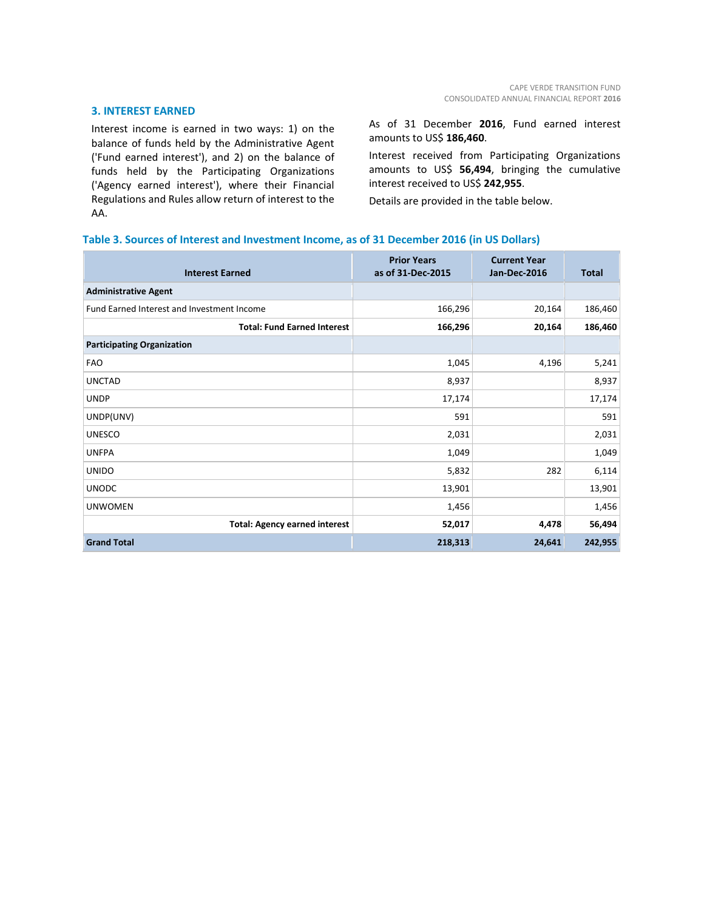## 3. INTEREST EARNED

Interest income is earned in two ways: 1) on the balance of funds held by the Administrative Agent ('Fund earned interest'), and 2) on the balance of funds held by the Participating Organizations ('Agency earned interest'), where their Financial Regulations and Rules allow return of interest to the AA.

As of 31 December **2016**, Fund earned interest amounts to US$ **186,460**.

Interest received from Participating Organizations amounts to US$ **56,494**, bringing the cumulative interest received to US$ **242,955**.

Details are provided in the table below.

**Table 3. Sources of Interest and Investment Income, as of 31 December 2016 (in US Dollars)**

| Interest Earned | Prior Years as of 31-Dec-2015 | Current Year Jan-Dec-2016 | Total |
|---|---|---|---|
| **Administrative Agent** | | | |
| Fund Earned Interest and Investment Income | 166,296 | 20,164 | 186,460 |
| **Total: Fund Earned Interest** | **166,296** | **20,164** | **186,460** |
| **Participating Organization** | | | |
| FAO | 1,045 | 4,196 | 5,241 |
| UNCTAD | 8,937 | | 8,937 |
| UNDP | 17,174 | | 17,174 |
| UNDP(UNV) | 591 | | 591 |
| UNESCO | 2,031 | | 2,031 |
| UNFPA | 1,049 | | 1,049 |
| UNIDO | 5,832 | 282 | 6,114 |
| UNODC | 13,901 | | 13,901 |
| UNWOMEN | 1,456 | | 1,456 |
| **Total: Agency earned interest** | **52,017** | **4,478** | **56,494** |
| **Grand Total** | **218,313** | **24,641** | **242,955** |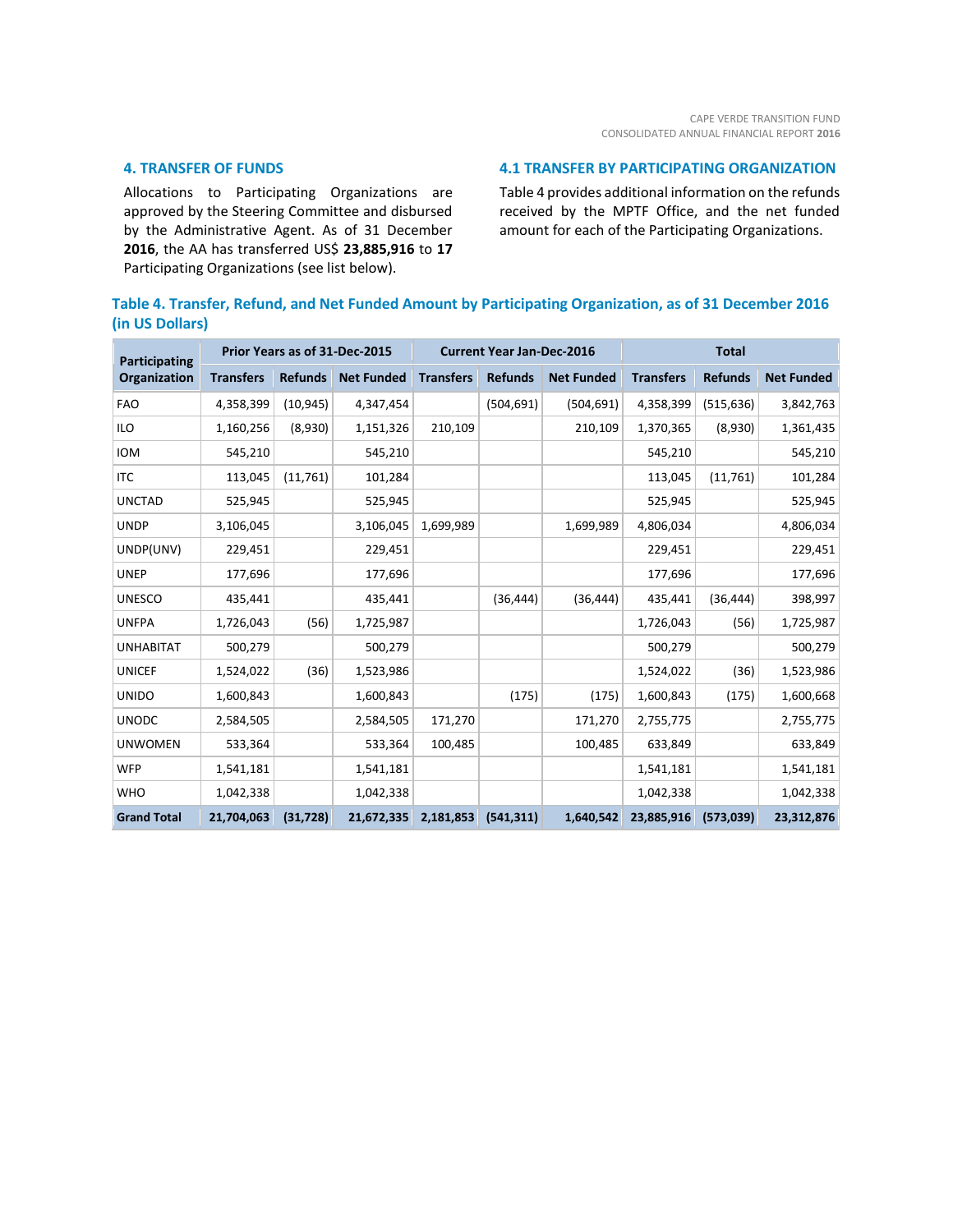## 4. TRANSFER OF FUNDS

Allocations to Participating Organizations are approved by the Steering Committee and disbursed by the Administrative Agent. As of 31 December **2016**, the AA has transferred US$ **23,885,916** to **17** Participating Organizations (see list below).

## 4.1 TRANSFER BY PARTICIPATING ORGANIZATION

Table 4 provides additional information on the refunds received by the MPTF Office, and the net funded amount for each of the Participating Organizations.

### Table 4. Transfer, Refund, and Net Funded Amount by Participating Organization, as of 31 December 2016 (in US Dollars)

| Participating Organization | Prior Years as of 31-Dec-2015 | | | Current Year Jan-Dec-2016 | | | Total | | |
|---|---|---|---|---|---|---|---|---|---|
| | Transfers | Refunds | Net Funded | Transfers | Refunds | Net Funded | Transfers | Refunds | Net Funded |
| FAO | 4,358,399 | (10,945) | 4,347,454 | | (504,691) | (504,691) | 4,358,399 | (515,636) | 3,842,763 |
| ILO | 1,160,256 | (8,930) | 1,151,326 | 210,109 | | 210,109 | 1,370,365 | (8,930) | 1,361,435 |
| IOM | 545,210 | | 545,210 | | | | 545,210 | | 545,210 |
| ITC | 113,045 | (11,761) | 101,284 | | | | 113,045 | (11,761) | 101,284 |
| UNCTAD | 525,945 | | 525,945 | | | | 525,945 | | 525,945 |
| UNDP | 3,106,045 | | 3,106,045 | 1,699,989 | | 1,699,989 | 4,806,034 | | 4,806,034 |
| UNDP(UNV) | 229,451 | | 229,451 | | | | 229,451 | | 229,451 |
| UNEP | 177,696 | | 177,696 | | | | 177,696 | | 177,696 |
| UNESCO | 435,441 | | 435,441 | | (36,444) | (36,444) | 435,441 | (36,444) | 398,997 |
| UNFPA | 1,726,043 | (56) | 1,725,987 | | | | 1,726,043 | (56) | 1,725,987 |
| UNHABITAT | 500,279 | | 500,279 | | | | 500,279 | | 500,279 |
| UNICEF | 1,524,022 | (36) | 1,523,986 | | | | 1,524,022 | (36) | 1,523,986 |
| UNIDO | 1,600,843 | | 1,600,843 | | (175) | (175) | 1,600,843 | (175) | 1,600,668 |
| UNODC | 2,584,505 | | 2,584,505 | 171,270 | | 171,270 | 2,755,775 | | 2,755,775 |
| UNWOMEN | 533,364 | | 533,364 | 100,485 | | 100,485 | 633,849 | | 633,849 |
| WFP | 1,541,181 | | 1,541,181 | | | | 1,541,181 | | 1,541,181 |
| WHO | 1,042,338 | | 1,042,338 | | | | 1,042,338 | | 1,042,338 |
| **Grand Total** | **21,704,063** | **(31,728)** | **21,672,335** | **2,181,853** | **(541,311)** | **1,640,542** | **23,885,916** | **(573,039)** | **23,312,876** |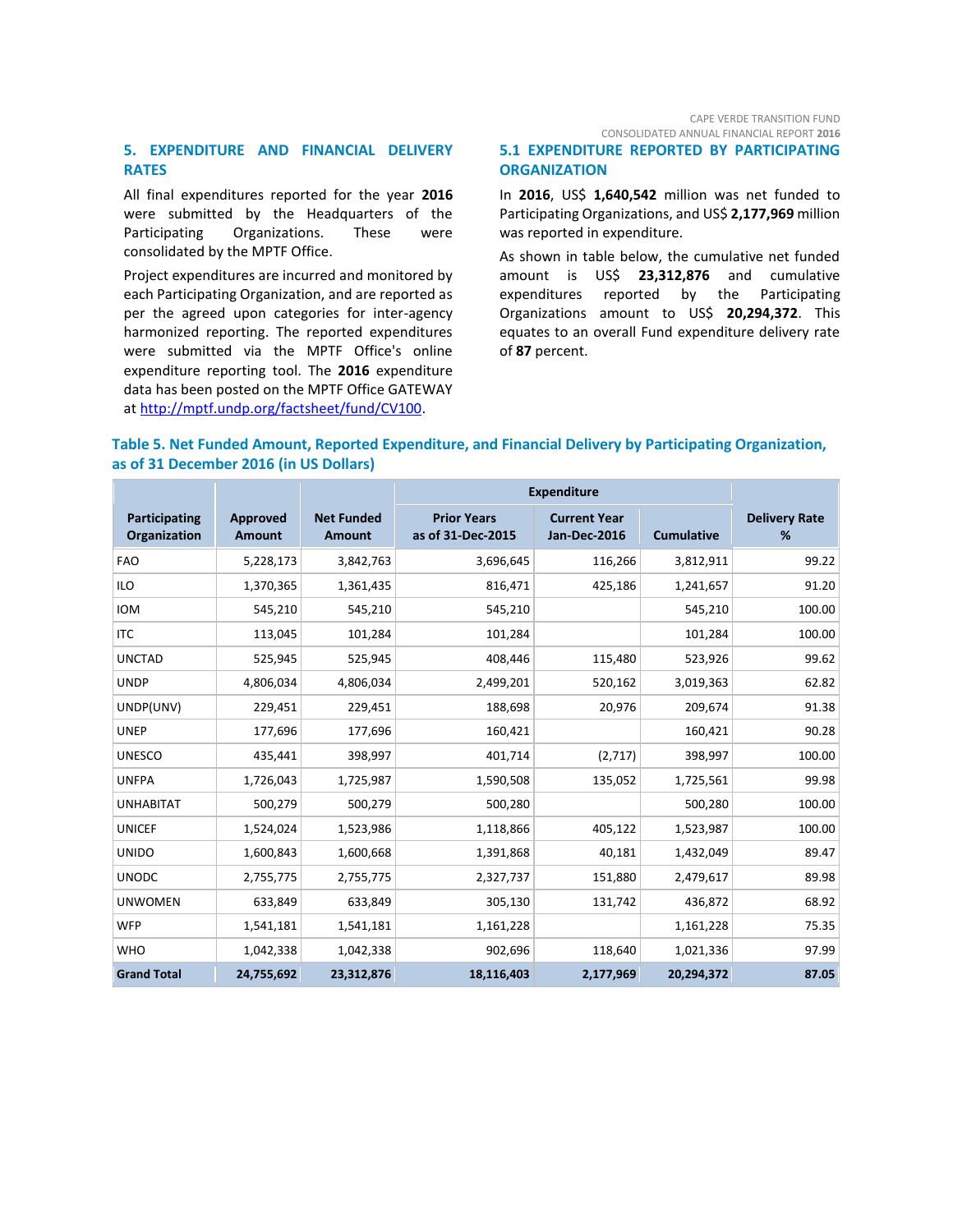## 5. EXPENDITURE AND FINANCIAL DELIVERY RATES

All final expenditures reported for the year **2016** were submitted by the Headquarters of the Participating Organizations. These were consolidated by the MPTF Office.

Project expenditures are incurred and monitored by each Participating Organization, and are reported as per the agreed upon categories for inter-agency harmonized reporting. The reported expenditures were submitted via the MPTF Office's online expenditure reporting tool. The **2016** expenditure data has been posted on the MPTF Office GATEWAY at http://mptf.undp.org/factsheet/fund/CV100.

### 5.1 EXPENDITURE REPORTED BY PARTICIPATING ORGANIZATION

In **2016**, US$ **1,640,542** million was net funded to Participating Organizations, and US$ **2,177,969** million was reported in expenditure.

As shown in table below, the cumulative net funded amount is US$ **23,312,876** and cumulative expenditures reported by the Participating Organizations amount to US$ **20,294,372**. This equates to an overall Fund expenditure delivery rate of **87** percent.

**Table 5. Net Funded Amount, Reported Expenditure, and Financial Delivery by Participating Organization, as of 31 December 2016 (in US Dollars)**

| Participating Organization | Approved Amount | Net Funded Amount | Expenditure | | | Delivery Rate % |
|---|---|---|---|---|---|---|
| | | | Prior Years as of 31-Dec-2015 | Current Year Jan-Dec-2016 | Cumulative | |
| FAO | 5,228,173 | 3,842,763 | 3,696,645 | 116,266 | 3,812,911 | 99.22 |
| ILO | 1,370,365 | 1,361,435 | 816,471 | 425,186 | 1,241,657 | 91.20 |
| IOM | 545,210 | 545,210 | 545,210 | | 545,210 | 100.00 |
| ITC | 113,045 | 101,284 | 101,284 | | 101,284 | 100.00 |
| UNCTAD | 525,945 | 525,945 | 408,446 | 115,480 | 523,926 | 99.62 |
| UNDP | 4,806,034 | 4,806,034 | 2,499,201 | 520,162 | 3,019,363 | 62.82 |
| UNDP(UNV) | 229,451 | 229,451 | 188,698 | 20,976 | 209,674 | 91.38 |
| UNEP | 177,696 | 177,696 | 160,421 | | 160,421 | 90.28 |
| UNESCO | 435,441 | 398,997 | 401,714 | (2,717) | 398,997 | 100.00 |
| UNFPA | 1,726,043 | 1,725,987 | 1,590,508 | 135,052 | 1,725,561 | 99.98 |
| UNHABITAT | 500,279 | 500,279 | 500,280 | | 500,280 | 100.00 |
| UNICEF | 1,524,024 | 1,523,986 | 1,118,866 | 405,122 | 1,523,987 | 100.00 |
| UNIDO | 1,600,843 | 1,600,668 | 1,391,868 | 40,181 | 1,432,049 | 89.47 |
| UNODC | 2,755,775 | 2,755,775 | 2,327,737 | 151,880 | 2,479,617 | 89.98 |
| UNWOMEN | 633,849 | 633,849 | 305,130 | 131,742 | 436,872 | 68.92 |
| WFP | 1,541,181 | 1,541,181 | 1,161,228 | | 1,161,228 | 75.35 |
| WHO | 1,042,338 | 1,042,338 | 902,696 | 118,640 | 1,021,336 | 97.99 |
| **Grand Total** | **24,755,692** | **23,312,876** | **18,116,403** | **2,177,969** | **20,294,372** | **87.05** |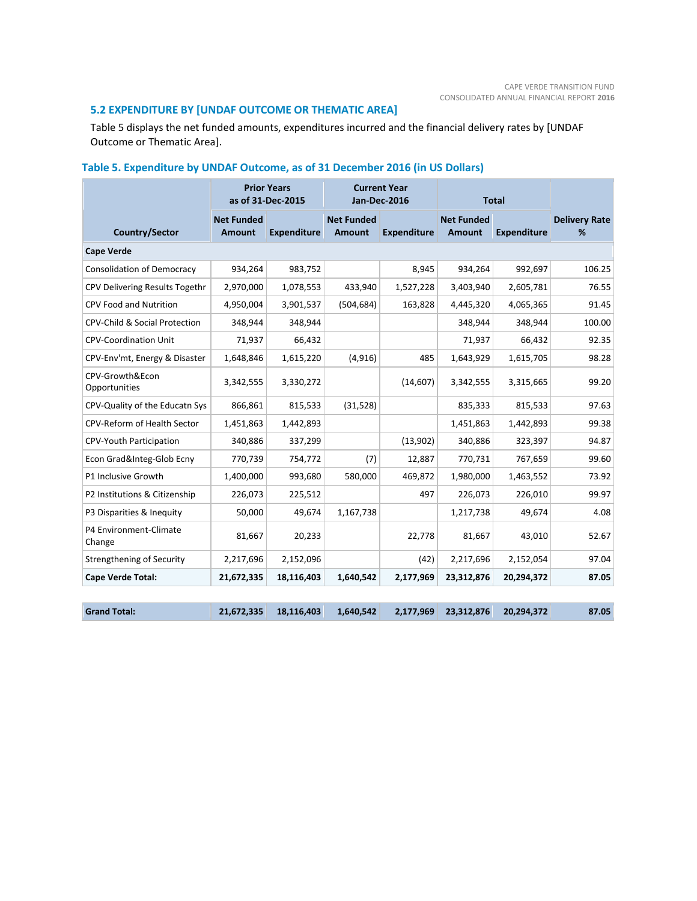### 5.2 EXPENDITURE BY [UNDAF OUTCOME OR THEMATIC AREA]

Table 5 displays the net funded amounts, expenditures incurred and the financial delivery rates by [UNDAF Outcome or Thematic Area].

#### Table 5. Expenditure by UNDAF Outcome, as of 31 December 2016 (in US Dollars)

| Country/Sector | Prior Years as of 31-Dec-2015 | | Current Year Jan-Dec-2016 | | Total | | Delivery Rate % |
|---|---|---|---|---|---|---|---|
| | Net Funded Amount | Expenditure | Net Funded Amount | Expenditure | Net Funded Amount | Expenditure | |
| **Cape Verde** | | | | | | | |
| Consolidation of Democracy | 934,264 | 983,752 | | 8,945 | 934,264 | 992,697 | 106.25 |
| CPV Delivering Results Togethr | 2,970,000 | 1,078,553 | 433,940 | 1,527,228 | 3,403,940 | 2,605,781 | 76.55 |
| CPV Food and Nutrition | 4,950,004 | 3,901,537 | (504,684) | 163,828 | 4,445,320 | 4,065,365 | 91.45 |
| CPV-Child & Social Protection | 348,944 | 348,944 | | | 348,944 | 348,944 | 100.00 |
| CPV-Coordination Unit | 71,937 | 66,432 | | | 71,937 | 66,432 | 92.35 |
| CPV-Env'mt, Energy & Disaster | 1,648,846 | 1,615,220 | (4,916) | 485 | 1,643,929 | 1,615,705 | 98.28 |
| CPV-Growth&Econ Opportunities | 3,342,555 | 3,330,272 | | (14,607) | 3,342,555 | 3,315,665 | 99.20 |
| CPV-Quality of the Educatn Sys | 866,861 | 815,533 | (31,528) | | 835,333 | 815,533 | 97.63 |
| CPV-Reform of Health Sector | 1,451,863 | 1,442,893 | | | 1,451,863 | 1,442,893 | 99.38 |
| CPV-Youth Participation | 340,886 | 337,299 | | (13,902) | 340,886 | 323,397 | 94.87 |
| Econ Grad&Integ-Glob Ecny | 770,739 | 754,772 | (7) | 12,887 | 770,731 | 767,659 | 99.60 |
| P1 Inclusive Growth | 1,400,000 | 993,680 | 580,000 | 469,872 | 1,980,000 | 1,463,552 | 73.92 |
| P2 Institutions & Citizenship | 226,073 | 225,512 | | 497 | 226,073 | 226,010 | 99.97 |
| P3 Disparities & Inequity | 50,000 | 49,674 | 1,167,738 | | 1,217,738 | 49,674 | 4.08 |
| P4 Environment-Climate Change | 81,667 | 20,233 | | 22,778 | 81,667 | 43,010 | 52.67 |
| Strengthening of Security | 2,217,696 | 2,152,096 | | (42) | 2,217,696 | 2,152,054 | 97.04 |
| **Cape Verde Total:** | **21,672,335** | **18,116,403** | **1,640,542** | **2,177,969** | **23,312,876** | **20,294,372** | **87.05** |
| | | | | | | | |
| **Grand Total:** | **21,672,335** | **18,116,403** | **1,640,542** | **2,177,969** | **23,312,876** | **20,294,372** | **87.05** |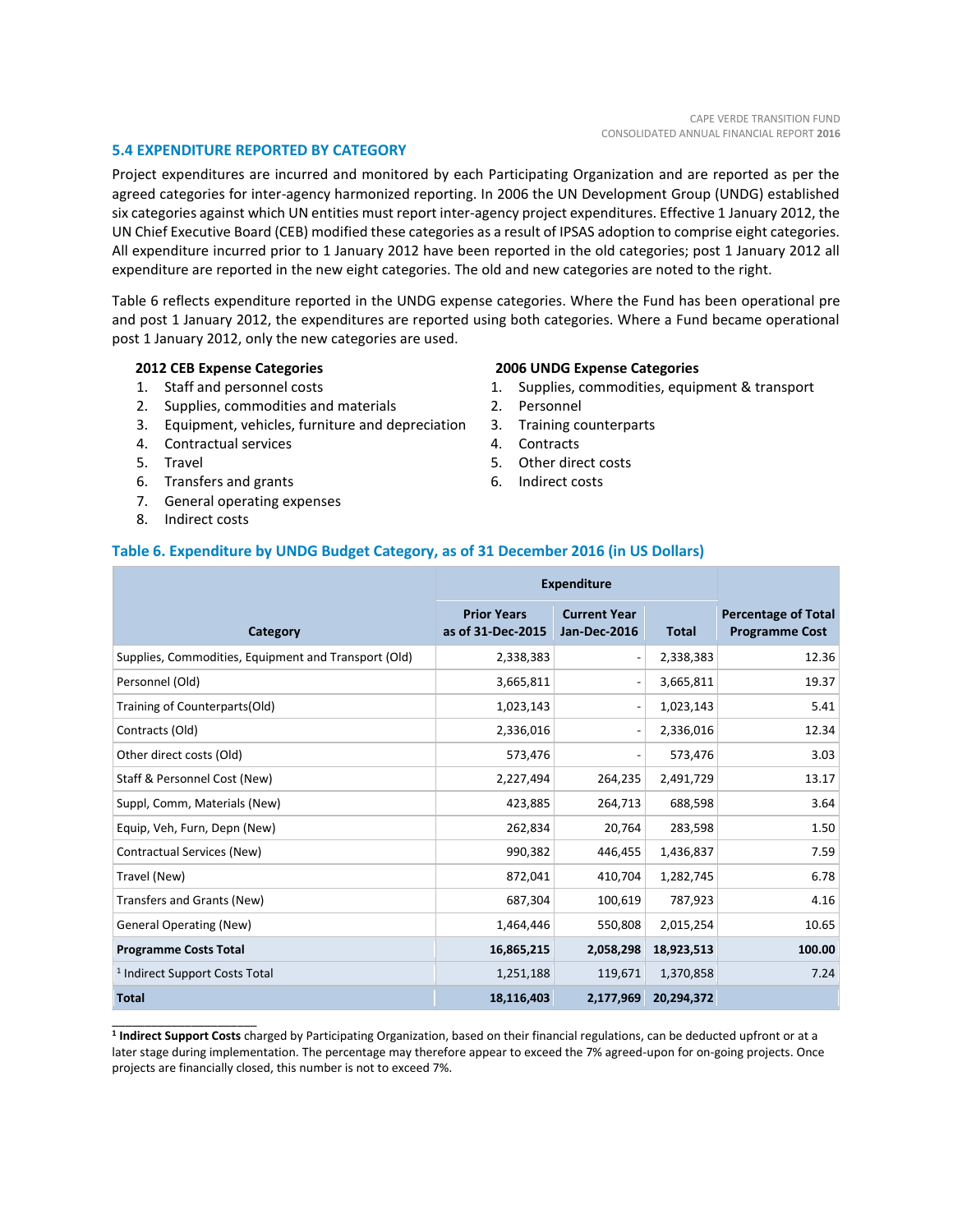## 5.4 EXPENDITURE REPORTED BY CATEGORY

Project expenditures are incurred and monitored by each Participating Organization and are reported as per the agreed categories for inter-agency harmonized reporting. In 2006 the UN Development Group (UNDG) established six categories against which UN entities must report inter-agency project expenditures. Effective 1 January 2012, the UN Chief Executive Board (CEB) modified these categories as a result of IPSAS adoption to comprise eight categories. All expenditure incurred prior to 1 January 2012 have been reported in the old categories; post 1 January 2012 all expenditure are reported in the new eight categories. The old and new categories are noted to the right.

Table 6 reflects expenditure reported in the UNDG expense categories. Where the Fund has been operational pre and post 1 January 2012, the expenditures are reported using both categories. Where a Fund became operational post 1 January 2012, only the new categories are used.

**2012 CEB Expense Categories**

1. Staff and personnel costs
2. Supplies, commodities and materials
3. Equipment, vehicles, furniture and depreciation
4. Contractual services
5. Travel
6. Transfers and grants
7. General operating expenses
8. Indirect costs

**2006 UNDG Expense Categories**

1. Supplies, commodities, equipment & transport
2. Personnel
3. Training counterparts
4. Contracts
5. Other direct costs
6. Indirect costs

### Table 6. Expenditure by UNDG Budget Category, as of 31 December 2016 (in US Dollars)

| Category | Expenditure | | | Percentage of Total Programme Cost |
|---|---|---|---|---|
| | Prior Years as of 31-Dec-2015 | Current Year Jan-Dec-2016 | Total | |
| Supplies, Commodities, Equipment and Transport (Old) | 2,338,383 | - | 2,338,383 | 12.36 |
| Personnel (Old) | 3,665,811 | - | 3,665,811 | 19.37 |
| Training of Counterparts(Old) | 1,023,143 | - | 1,023,143 | 5.41 |
| Contracts (Old) | 2,336,016 | - | 2,336,016 | 12.34 |
| Other direct costs (Old) | 573,476 | - | 573,476 | 3.03 |
| Staff & Personnel Cost (New) | 2,227,494 | 264,235 | 2,491,729 | 13.17 |
| Suppl, Comm, Materials (New) | 423,885 | 264,713 | 688,598 | 3.64 |
| Equip, Veh, Furn, Depn (New) | 262,834 | 20,764 | 283,598 | 1.50 |
| Contractual Services (New) | 990,382 | 446,455 | 1,436,837 | 7.59 |
| Travel (New) | 872,041 | 410,704 | 1,282,745 | 6.78 |
| Transfers and Grants (New) | 687,304 | 100,619 | 787,923 | 4.16 |
| General Operating (New) | 1,464,446 | 550,808 | 2,015,254 | 10.65 |
| **Programme Costs Total** | **16,865,215** | **2,058,298** | **18,923,513** | **100.00** |
| [1] Indirect Support Costs Total | 1,251,188 | 119,671 | 1,370,858 | 7.24 |
| **Total** | **18,116,403** | **2,177,969** | **20,294,372** | |

[1] **Indirect Support Costs** charged by Participating Organization, based on their financial regulations, can be deducted upfront or at a later stage during implementation. The percentage may therefore appear to exceed the 7% agreed-upon for on-going projects. Once projects are financially closed, this number is not to exceed 7%.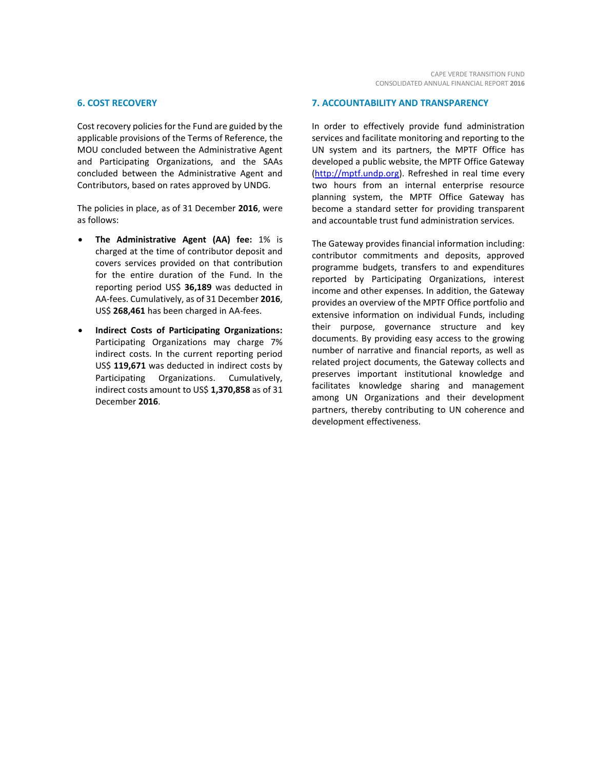## 6. COST RECOVERY

Cost recovery policies for the Fund are guided by the applicable provisions of the Terms of Reference, the MOU concluded between the Administrative Agent and Participating Organizations, and the SAAs concluded between the Administrative Agent and Contributors, based on rates approved by UNDG.

The policies in place, as of 31 December **2016**, were as follows:

- **The Administrative Agent (AA) fee:** 1% is charged at the time of contributor deposit and covers services provided on that contribution for the entire duration of the Fund. In the reporting period US$ **36,189** was deducted in AA-fees. Cumulatively, as of 31 December **2016**, US$ **268,461** has been charged in AA-fees.
- **Indirect Costs of Participating Organizations:** Participating Organizations may charge 7% indirect costs. In the current reporting period US$ **119,671** was deducted in indirect costs by Participating Organizations. Cumulatively, indirect costs amount to US$ **1,370,858** as of 31 December **2016**.

## 7. ACCOUNTABILITY AND TRANSPARENCY

In order to effectively provide fund administration services and facilitate monitoring and reporting to the UN system and its partners, the MPTF Office has developed a public website, the MPTF Office Gateway (http://mptf.undp.org). Refreshed in real time every two hours from an internal enterprise resource planning system, the MPTF Office Gateway has become a standard setter for providing transparent and accountable trust fund administration services.

The Gateway provides financial information including: contributor commitments and deposits, approved programme budgets, transfers to and expenditures reported by Participating Organizations, interest income and other expenses. In addition, the Gateway provides an overview of the MPTF Office portfolio and extensive information on individual Funds, including their purpose, governance structure and key documents. By providing easy access to the growing number of narrative and financial reports, as well as related project documents, the Gateway collects and preserves important institutional knowledge and facilitates knowledge sharing and management among UN Organizations and their development partners, thereby contributing to UN coherence and development effectiveness.